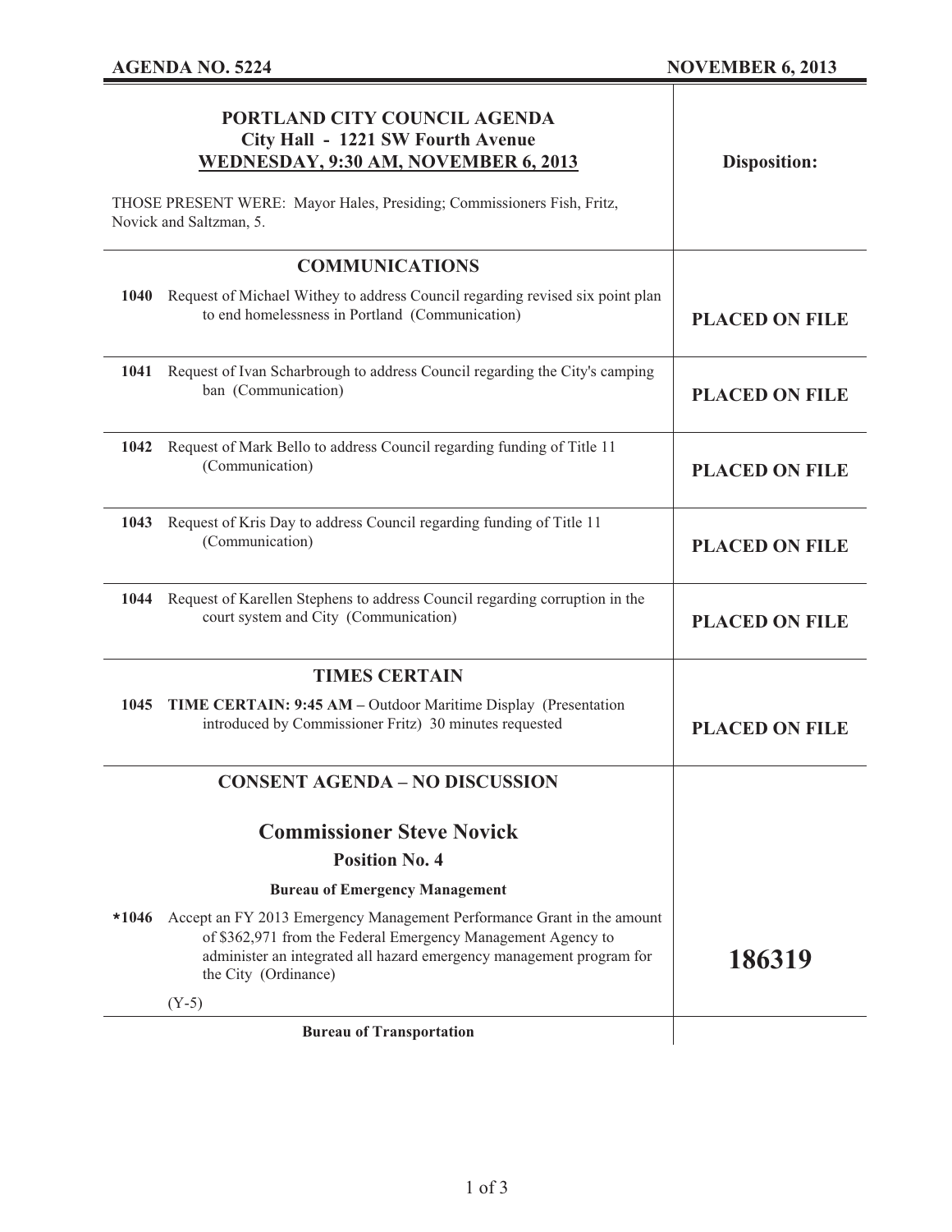**AGENDA NO. 5224** **NOVEMBER 6, 2013**

| **PORTLAND CITY COUNCIL AGENDA**<br>**City Hall - 1221 SW Fourth Avenue**<br>**WEDNESDAY, 9:30 AM, NOVEMBER 6, 2013**<br><br>THOSE PRESENT WERE: Mayor Hales, Presiding; Commissioners Fish, Fritz, Novick and Saltzman, 5. | **Disposition:** |
|---|---|
| **COMMUNICATIONS** | |
| **1040** Request of Michael Withey to address Council regarding revised six point plan to end homelessness in Portland (Communication) | **PLACED ON FILE** |
| **1041** Request of Ivan Scharbrough to address Council regarding the City's camping ban (Communication) | **PLACED ON FILE** |
| **1042** Request of Mark Bello to address Council regarding funding of Title 11 (Communication) | **PLACED ON FILE** |
| **1043** Request of Kris Day to address Council regarding funding of Title 11 (Communication) | **PLACED ON FILE** |
| **1044** Request of Karellen Stephens to address Council regarding corruption in the court system and City (Communication) | **PLACED ON FILE** |
| **TIMES CERTAIN** | |
| **1045** **TIME CERTAIN: 9:45 AM –** Outdoor Maritime Display (Presentation introduced by Commissioner Fritz) 30 minutes requested | **PLACED ON FILE** |
| **CONSENT AGENDA – NO DISCUSSION** | |
| **Commissioner Steve Novick**<br>**Position No. 4** | |
| **Bureau of Emergency Management** | |
| ***1046** Accept an FY 2013 Emergency Management Performance Grant in the amount of $362,971 from the Federal Emergency Management Agency to administer an integrated all hazard emergency management program for the City (Ordinance)<br><br>(Y-5) | **186319** |
| **Bureau of Transportation** | |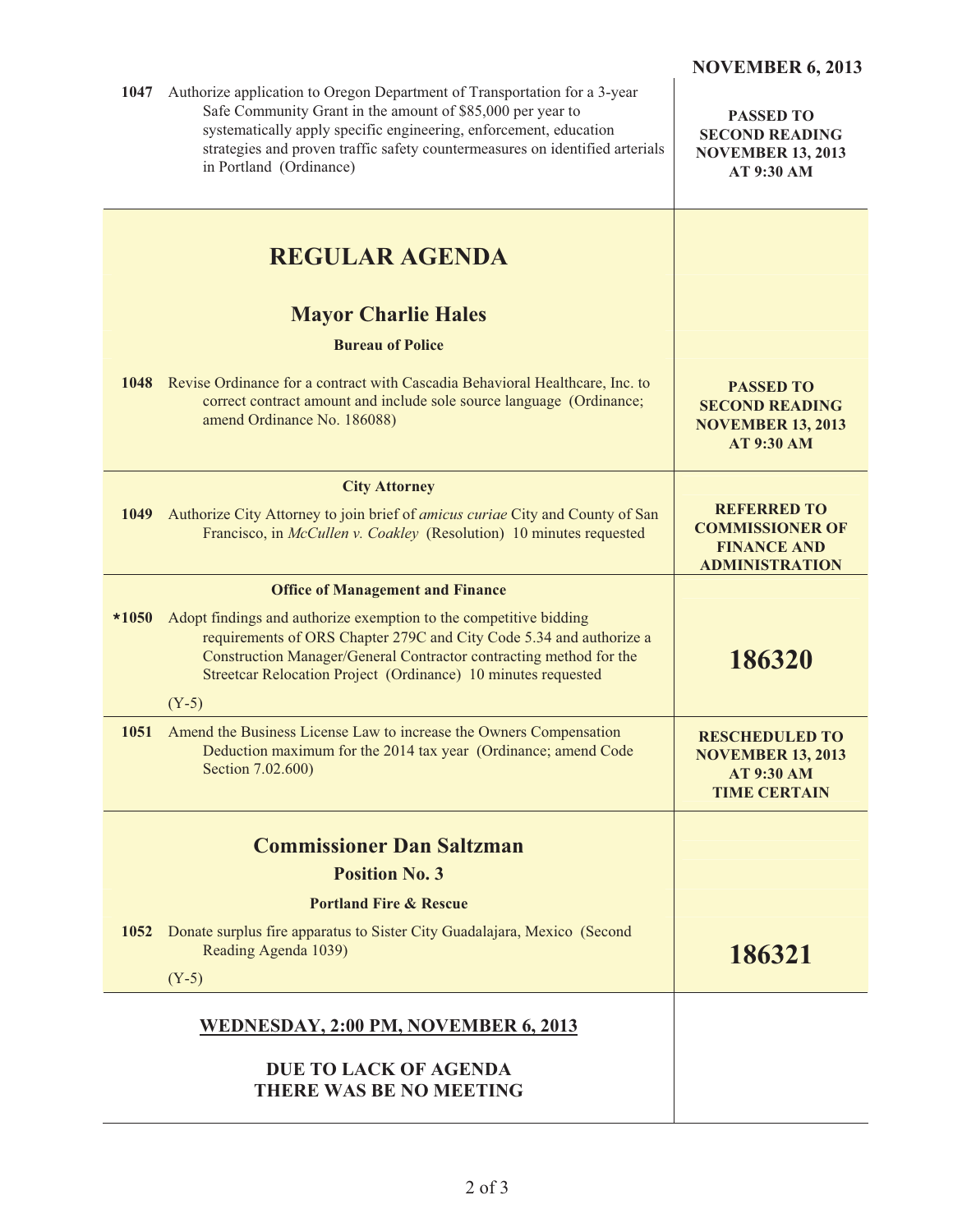**NOVEMBER 6, 2013**

| | | |
|---|---|---|
| 1047 | Authorize application to Oregon Department of Transportation for a 3-year Safe Community Grant in the amount of $85,000 per year to systematically apply specific engineering, enforcement, education strategies and proven traffic safety countermeasures on identified arterials in Portland (Ordinance) | **PASSED TO SECOND READING NOVEMBER 13, 2013 AT 9:30 AM** |

## REGULAR AGENDA

### Mayor Charlie Hales

**Bureau of Police**

| | | |
|---|---|---|
| 1048 | Revise Ordinance for a contract with Cascadia Behavioral Healthcare, Inc. to correct contract amount and include sole source language (Ordinance; amend Ordinance No. 186088) | **PASSED TO SECOND READING NOVEMBER 13, 2013 AT 9:30 AM** |

**City Attorney**

| | | |
|---|---|---|
| 1049 | Authorize City Attorney to join brief of *amicus curiae* City and County of San Francisco, in *McCullen v. Coakley* (Resolution) 10 minutes requested | **REFERRED TO COMMISSIONER OF FINANCE AND ADMINISTRATION** |

**Office of Management and Finance**

| | | |
|---|---|---|
| *1050 | Adopt findings and authorize exemption to the competitive bidding requirements of ORS Chapter 279C and City Code 5.34 and authorize a Construction Manager/General Contractor contracting method for the Streetcar Relocation Project (Ordinance) 10 minutes requested<br>(Y-5) | **186320** |
| 1051 | Amend the Business License Law to increase the Owners Compensation Deduction maximum for the 2014 tax year (Ordinance; amend Code Section 7.02.600) | **RESCHEDULED TO NOVEMBER 13, 2013 AT 9:30 AM TIME CERTAIN** |

### Commissioner Dan Saltzman

### Position No. 3

**Portland Fire & Rescue**

| | | |
|---|---|---|
| 1052 | Donate surplus fire apparatus to Sister City Guadalajara, Mexico (Second Reading Agenda 1039)<br>(Y-5) | **186321** |

**WEDNESDAY, 2:00 PM, NOVEMBER 6, 2013**

**DUE TO LACK OF AGENDA THERE WAS BE NO MEETING**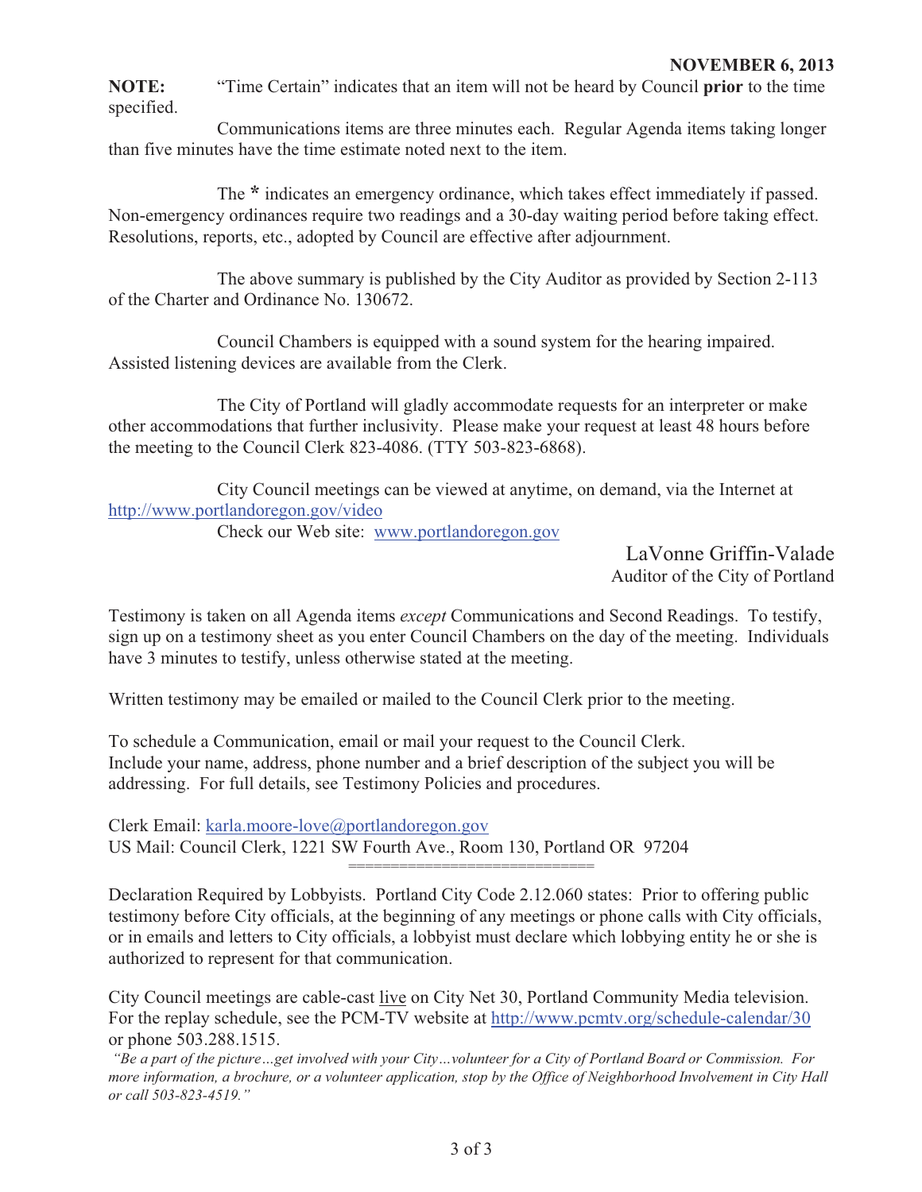**NOVEMBER 6, 2013**

**NOTE:** "Time Certain" indicates that an item will not be heard by Council **prior** to the time specified.

Communications items are three minutes each. Regular Agenda items taking longer than five minutes have the time estimate noted next to the item.

The * indicates an emergency ordinance, which takes effect immediately if passed. Non-emergency ordinances require two readings and a 30-day waiting period before taking effect. Resolutions, reports, etc., adopted by Council are effective after adjournment.

The above summary is published by the City Auditor as provided by Section 2-113 of the Charter and Ordinance No. 130672.

Council Chambers is equipped with a sound system for the hearing impaired. Assisted listening devices are available from the Clerk.

The City of Portland will gladly accommodate requests for an interpreter or make other accommodations that further inclusivity. Please make your request at least 48 hours before the meeting to the Council Clerk 823-4086. (TTY 503-823-6868).

City Council meetings can be viewed at anytime, on demand, via the Internet at http://www.portlandoregon.gov/video
Check our Web site: www.portlandoregon.gov

LaVonne Griffin-Valade
Auditor of the City of Portland

Testimony is taken on all Agenda items *except* Communications and Second Readings. To testify, sign up on a testimony sheet as you enter Council Chambers on the day of the meeting. Individuals have 3 minutes to testify, unless otherwise stated at the meeting.

Written testimony may be emailed or mailed to the Council Clerk prior to the meeting.

To schedule a Communication, email or mail your request to the Council Clerk.
Include your name, address, phone number and a brief description of the subject you will be addressing. For full details, see Testimony Policies and procedures.

Clerk Email: karla.moore-love@portlandoregon.gov
US Mail: Council Clerk, 1221 SW Fourth Ave., Room 130, Portland OR 97204

============================

Declaration Required by Lobbyists. Portland City Code 2.12.060 states: Prior to offering public testimony before City officials, at the beginning of any meetings or phone calls with City officials, or in emails and letters to City officials, a lobbyist must declare which lobbying entity he or she is authorized to represent for that communication.

City Council meetings are cable-cast live on City Net 30, Portland Community Media television. For the replay schedule, see the PCM-TV website at http://www.pcmtv.org/schedule-calendar/30 or phone 503.288.1515.

*"Be a part of the picture…get involved with your City…volunteer for a City of Portland Board or Commission. For more information, a brochure, or a volunteer application, stop by the Office of Neighborhood Involvement in City Hall or call 503-823-4519."*